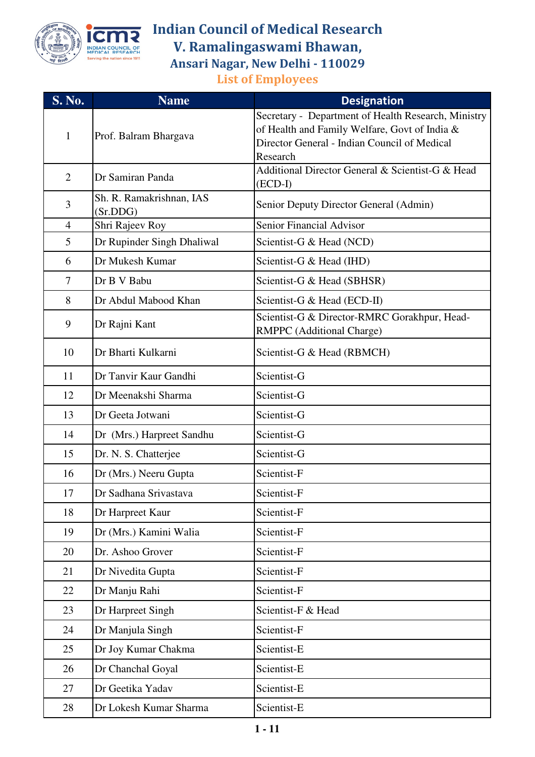# Indian Council of Medical Research
## V. Ramalingaswami Bhawan,
### Ansari Nagar, New Delhi - 110029
### List of Employees

| S. No. | Name | Designation |
|---|---|---|
| 1 | Prof. Balram Bhargava | Secretary - Department of Health Research, Ministry of Health and Family Welfare, Govt of India & Director General - Indian Council of Medical Research |
| 2 | Dr Samiran Panda | Additional Director General & Scientist-G & Head (ECD-I) |
| 3 | Sh. R. Ramakrishnan, IAS (Sr.DDG) | Senior Deputy Director General (Admin) |
| 4 | Shri Rajeev Roy | Senior Financial Advisor |
| 5 | Dr Rupinder Singh Dhaliwal | Scientist-G & Head (NCD) |
| 6 | Dr Mukesh Kumar | Scientist-G & Head (IHD) |
| 7 | Dr B V Babu | Scientist-G & Head (SBHSR) |
| 8 | Dr Abdul Mabood Khan | Scientist-G & Head (ECD-II) |
| 9 | Dr Rajni Kant | Scientist-G & Director-RMRC Gorakhpur, Head-RMPPC (Additional Charge) |
| 10 | Dr Bharti Kulkarni | Scientist-G & Head (RBMCH) |
| 11 | Dr Tanvir Kaur Gandhi | Scientist-G |
| 12 | Dr Meenakshi Sharma | Scientist-G |
| 13 | Dr Geeta Jotwani | Scientist-G |
| 14 | Dr (Mrs.) Harpreet Sandhu | Scientist-G |
| 15 | Dr. N. S. Chatterjee | Scientist-G |
| 16 | Dr (Mrs.) Neeru Gupta | Scientist-F |
| 17 | Dr Sadhana Srivastava | Scientist-F |
| 18 | Dr Harpreet Kaur | Scientist-F |
| 19 | Dr (Mrs.) Kamini Walia | Scientist-F |
| 20 | Dr. Ashoo Grover | Scientist-F |
| 21 | Dr Nivedita Gupta | Scientist-F |
| 22 | Dr Manju Rahi | Scientist-F |
| 23 | Dr Harpreet Singh | Scientist-F & Head |
| 24 | Dr Manjula Singh | Scientist-F |
| 25 | Dr Joy Kumar Chakma | Scientist-E |
| 26 | Dr Chanchal Goyal | Scientist-E |
| 27 | Dr Geetika Yadav | Scientist-E |
| 28 | Dr Lokesh Kumar Sharma | Scientist-E |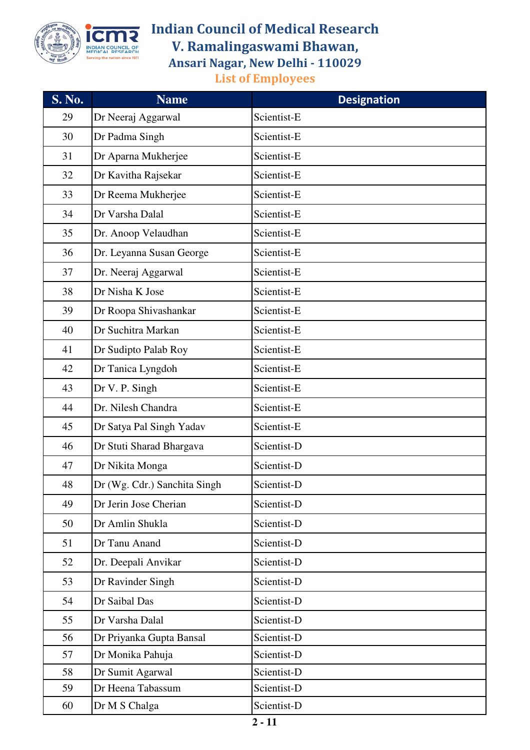# Indian Council of Medical Research
## V. Ramalingaswami Bhawan,
### Ansari Nagar, New Delhi - 110029
### List of Employees

| S. No. | Name | Designation |
|---|---|---|
| 29 | Dr Neeraj Aggarwal | Scientist-E |
| 30 | Dr Padma Singh | Scientist-E |
| 31 | Dr Aparna Mukherjee | Scientist-E |
| 32 | Dr Kavitha Rajsekar | Scientist-E |
| 33 | Dr Reema Mukherjee | Scientist-E |
| 34 | Dr Varsha Dalal | Scientist-E |
| 35 | Dr. Anoop Velaudhan | Scientist-E |
| 36 | Dr. Leyanna Susan George | Scientist-E |
| 37 | Dr. Neeraj Aggarwal | Scientist-E |
| 38 | Dr Nisha K Jose | Scientist-E |
| 39 | Dr Roopa Shivashankar | Scientist-E |
| 40 | Dr Suchitra Markan | Scientist-E |
| 41 | Dr Sudipto Palab Roy | Scientist-E |
| 42 | Dr Tanica Lyngdoh | Scientist-E |
| 43 | Dr V. P. Singh | Scientist-E |
| 44 | Dr. Nilesh Chandra | Scientist-E |
| 45 | Dr Satya Pal Singh Yadav | Scientist-E |
| 46 | Dr Stuti Sharad Bhargava | Scientist-D |
| 47 | Dr Nikita Monga | Scientist-D |
| 48 | Dr (Wg. Cdr.) Sanchita Singh | Scientist-D |
| 49 | Dr Jerin Jose Cherian | Scientist-D |
| 50 | Dr Amlin Shukla | Scientist-D |
| 51 | Dr Tanu Anand | Scientist-D |
| 52 | Dr. Deepali Anvikar | Scientist-D |
| 53 | Dr Ravinder Singh | Scientist-D |
| 54 | Dr Saibal Das | Scientist-D |
| 55 | Dr Varsha Dalal | Scientist-D |
| 56 | Dr Priyanka Gupta Bansal | Scientist-D |
| 57 | Dr Monika Pahuja | Scientist-D |
| 58 | Dr Sumit Agarwal | Scientist-D |
| 59 | Dr Heena Tabassum | Scientist-D |
| 60 | Dr M S Chalga | Scientist-D |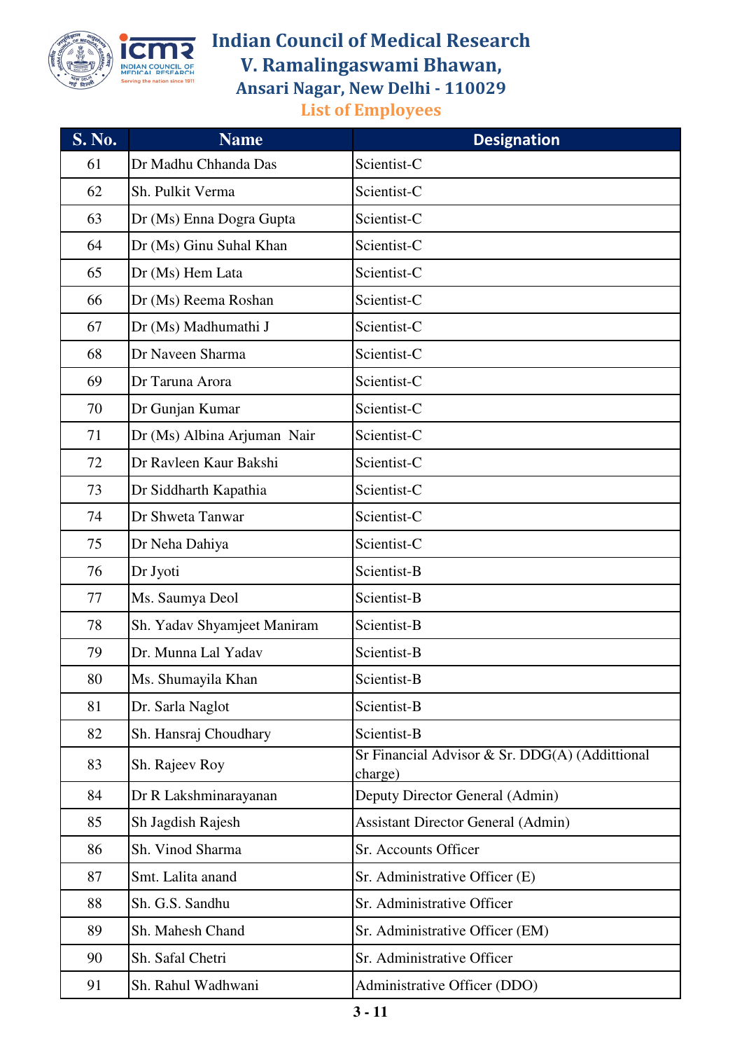# Indian Council of Medical Research
## V. Ramalingaswami Bhawan,
### Ansari Nagar, New Delhi - 110029
### List of Employees

| S. No. | Name | Designation |
|---|---|---|
| 61 | Dr Madhu Chhanda Das | Scientist-C |
| 62 | Sh. Pulkit Verma | Scientist-C |
| 63 | Dr (Ms) Enna Dogra Gupta | Scientist-C |
| 64 | Dr (Ms) Ginu Suhal Khan | Scientist-C |
| 65 | Dr (Ms) Hem Lata | Scientist-C |
| 66 | Dr (Ms) Reema Roshan | Scientist-C |
| 67 | Dr (Ms) Madhumathi J | Scientist-C |
| 68 | Dr Naveen Sharma | Scientist-C |
| 69 | Dr Taruna Arora | Scientist-C |
| 70 | Dr Gunjan Kumar | Scientist-C |
| 71 | Dr (Ms) Albina Arjuman Nair | Scientist-C |
| 72 | Dr Ravleen Kaur Bakshi | Scientist-C |
| 73 | Dr Siddharth Kapathia | Scientist-C |
| 74 | Dr Shweta Tanwar | Scientist-C |
| 75 | Dr Neha Dahiya | Scientist-C |
| 76 | Dr Jyoti | Scientist-B |
| 77 | Ms. Saumya Deol | Scientist-B |
| 78 | Sh. Yadav Shyamjeet Maniram | Scientist-B |
| 79 | Dr. Munna Lal Yadav | Scientist-B |
| 80 | Ms. Shumayila Khan | Scientist-B |
| 81 | Dr. Sarla Naglot | Scientist-B |
| 82 | Sh. Hansraj Choudhary | Scientist-B |
| 83 | Sh. Rajeev Roy | Sr Financial Advisor & Sr. DDG(A) (Addittional charge) |
| 84 | Dr R Lakshminarayanan | Deputy Director General (Admin) |
| 85 | Sh Jagdish Rajesh | Assistant Director General (Admin) |
| 86 | Sh. Vinod Sharma | Sr. Accounts Officer |
| 87 | Smt. Lalita anand | Sr. Administrative Officer (E) |
| 88 | Sh. G.S. Sandhu | Sr. Administrative Officer |
| 89 | Sh. Mahesh Chand | Sr. Administrative Officer (EM) |
| 90 | Sh. Safal Chetri | Sr. Administrative Officer |
| 91 | Sh. Rahul Wadhwani | Administrative Officer (DDO) |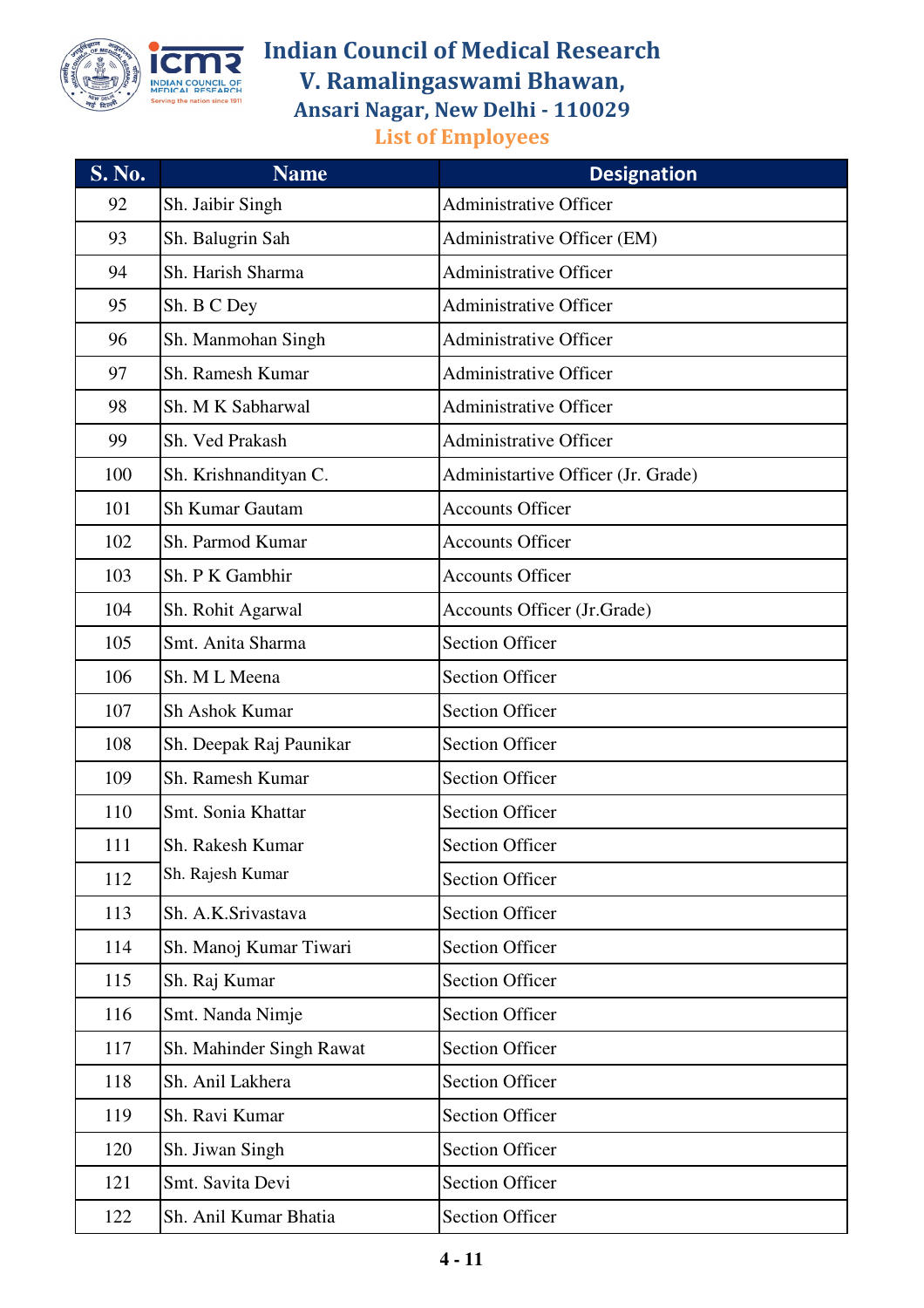# Indian Council of Medical Research
## V. Ramalingaswami Bhawan,
### Ansari Nagar, New Delhi - 110029
### List of Employees

| S. No. | Name | Designation |
|---|---|---|
| 92 | Sh. Jaibir Singh | Administrative Officer |
| 93 | Sh. Balugrin Sah | Administrative Officer (EM) |
| 94 | Sh. Harish Sharma | Administrative Officer |
| 95 | Sh. B C Dey | Administrative Officer |
| 96 | Sh. Manmohan Singh | Administrative Officer |
| 97 | Sh. Ramesh Kumar | Administrative Officer |
| 98 | Sh. M K Sabharwal | Administrative Officer |
| 99 | Sh. Ved Prakash | Administrative Officer |
| 100 | Sh. Krishnandityan C. | Administartive Officer (Jr. Grade) |
| 101 | Sh Kumar Gautam | Accounts Officer |
| 102 | Sh. Parmod Kumar | Accounts Officer |
| 103 | Sh. P K Gambhir | Accounts Officer |
| 104 | Sh. Rohit Agarwal | Accounts Officer (Jr.Grade) |
| 105 | Smt. Anita Sharma | Section Officer |
| 106 | Sh. M L Meena | Section Officer |
| 107 | Sh Ashok Kumar | Section Officer |
| 108 | Sh. Deepak Raj Paunikar | Section Officer |
| 109 | Sh. Ramesh Kumar | Section Officer |
| 110 | Smt. Sonia Khattar | Section Officer |
| 111 | Sh. Rakesh Kumar | Section Officer |
| 112 | Sh. Rajesh Kumar | Section Officer |
| 113 | Sh. A.K.Srivastava | Section Officer |
| 114 | Sh. Manoj Kumar Tiwari | Section Officer |
| 115 | Sh. Raj Kumar | Section Officer |
| 116 | Smt. Nanda Nimje | Section Officer |
| 117 | Sh. Mahinder Singh Rawat | Section Officer |
| 118 | Sh. Anil Lakhera | Section Officer |
| 119 | Sh. Ravi Kumar | Section Officer |
| 120 | Sh. Jiwan Singh | Section Officer |
| 121 | Smt. Savita Devi | Section Officer |
| 122 | Sh. Anil Kumar Bhatia | Section Officer |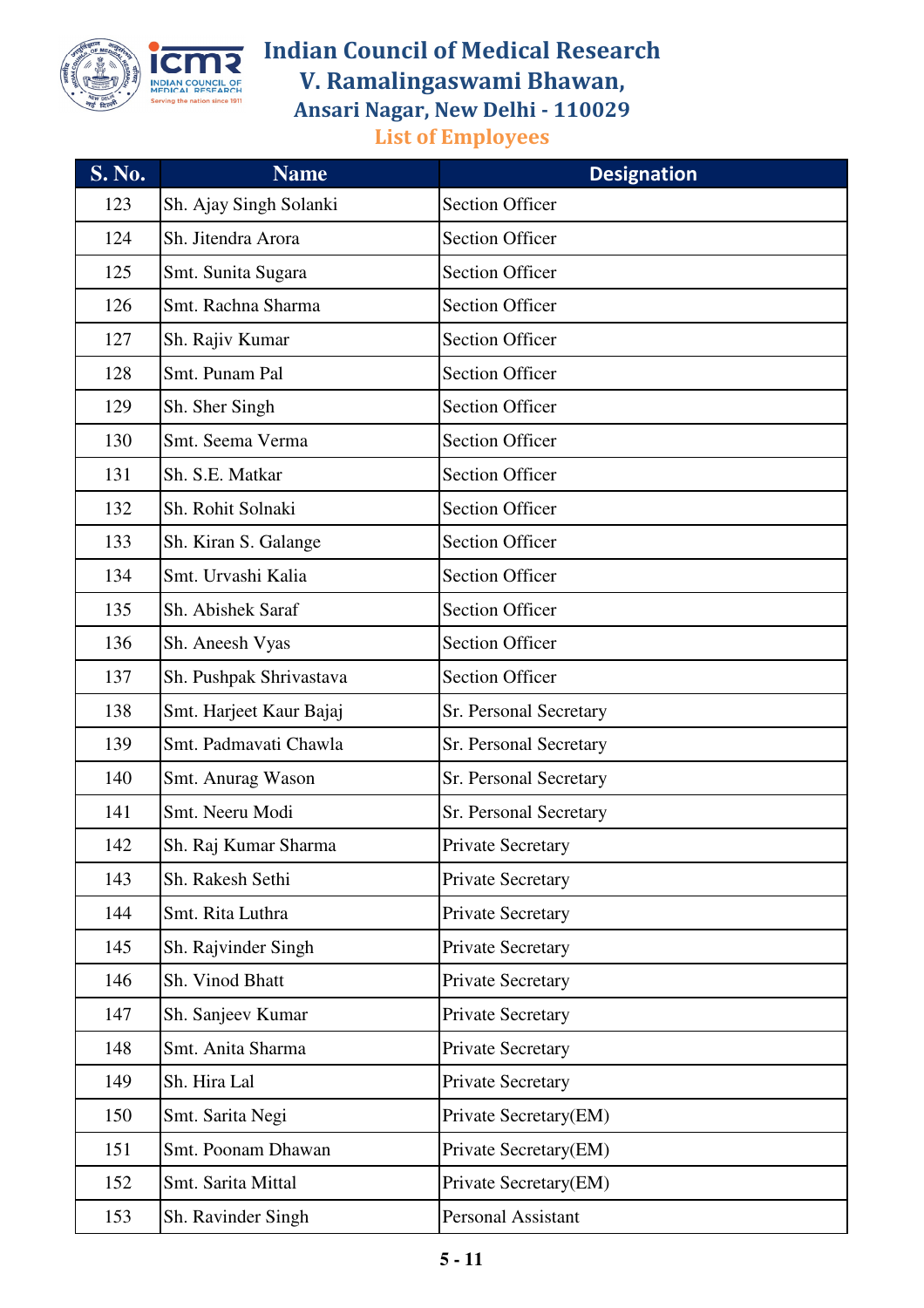# Indian Council of Medical Research
## V. Ramalingaswami Bhawan,
### Ansari Nagar, New Delhi - 110029
### List of Employees

| S. No. | Name | Designation |
|---|---|---|
| 123 | Sh. Ajay Singh Solanki | Section Officer |
| 124 | Sh. Jitendra Arora | Section Officer |
| 125 | Smt. Sunita Sugara | Section Officer |
| 126 | Smt. Rachna Sharma | Section Officer |
| 127 | Sh. Rajiv Kumar | Section Officer |
| 128 | Smt. Punam Pal | Section Officer |
| 129 | Sh. Sher Singh | Section Officer |
| 130 | Smt. Seema Verma | Section Officer |
| 131 | Sh. S.E. Matkar | Section Officer |
| 132 | Sh. Rohit Solnaki | Section Officer |
| 133 | Sh. Kiran S. Galange | Section Officer |
| 134 | Smt. Urvashi Kalia | Section Officer |
| 135 | Sh. Abishek Saraf | Section Officer |
| 136 | Sh. Aneesh Vyas | Section Officer |
| 137 | Sh. Pushpak Shrivastava | Section Officer |
| 138 | Smt. Harjeet Kaur Bajaj | Sr. Personal Secretary |
| 139 | Smt. Padmavati Chawla | Sr. Personal Secretary |
| 140 | Smt. Anurag Wason | Sr. Personal Secretary |
| 141 | Smt. Neeru Modi | Sr. Personal Secretary |
| 142 | Sh. Raj Kumar Sharma | Private Secretary |
| 143 | Sh. Rakesh Sethi | Private Secretary |
| 144 | Smt. Rita Luthra | Private Secretary |
| 145 | Sh. Rajvinder Singh | Private Secretary |
| 146 | Sh. Vinod Bhatt | Private Secretary |
| 147 | Sh. Sanjeev Kumar | Private Secretary |
| 148 | Smt. Anita Sharma | Private Secretary |
| 149 | Sh. Hira Lal | Private Secretary |
| 150 | Smt. Sarita Negi | Private Secretary(EM) |
| 151 | Smt. Poonam Dhawan | Private Secretary(EM) |
| 152 | Smt. Sarita Mittal | Private Secretary(EM) |
| 153 | Sh. Ravinder Singh | Personal Assistant |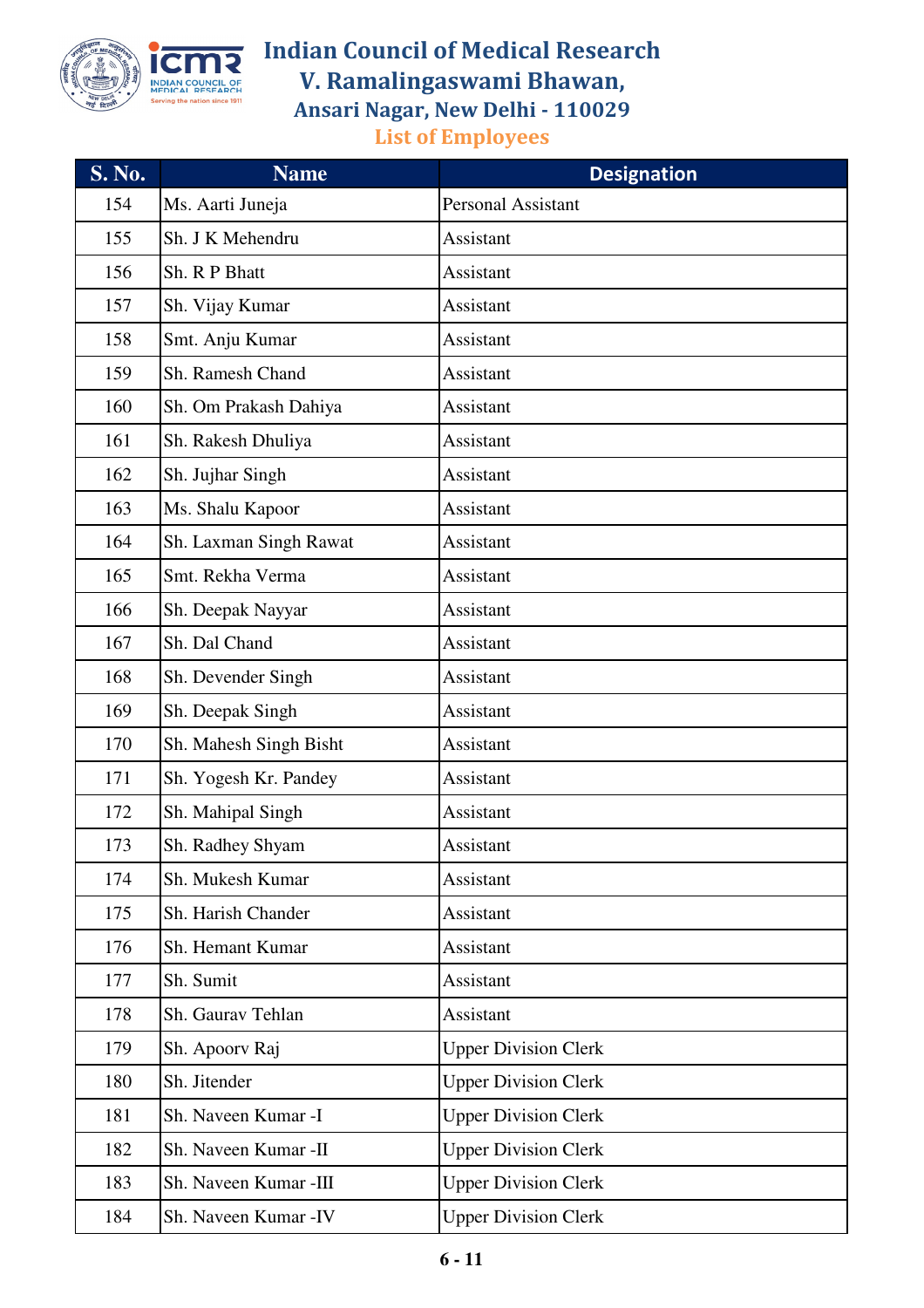# Indian Council of Medical Research
## V. Ramalingaswami Bhawan,
### Ansari Nagar, New Delhi - 110029
### List of Employees

| S. No. | Name | Designation |
|---|---|---|
| 154 | Ms. Aarti Juneja | Personal Assistant |
| 155 | Sh. J K Mehendru | Assistant |
| 156 | Sh. R P Bhatt | Assistant |
| 157 | Sh. Vijay Kumar | Assistant |
| 158 | Smt. Anju Kumar | Assistant |
| 159 | Sh. Ramesh Chand | Assistant |
| 160 | Sh. Om Prakash Dahiya | Assistant |
| 161 | Sh. Rakesh Dhuliya | Assistant |
| 162 | Sh. Jujhar Singh | Assistant |
| 163 | Ms. Shalu Kapoor | Assistant |
| 164 | Sh. Laxman Singh Rawat | Assistant |
| 165 | Smt. Rekha Verma | Assistant |
| 166 | Sh. Deepak Nayyar | Assistant |
| 167 | Sh. Dal Chand | Assistant |
| 168 | Sh. Devender Singh | Assistant |
| 169 | Sh. Deepak Singh | Assistant |
| 170 | Sh. Mahesh Singh Bisht | Assistant |
| 171 | Sh. Yogesh Kr. Pandey | Assistant |
| 172 | Sh. Mahipal Singh | Assistant |
| 173 | Sh. Radhey Shyam | Assistant |
| 174 | Sh. Mukesh Kumar | Assistant |
| 175 | Sh. Harish Chander | Assistant |
| 176 | Sh. Hemant Kumar | Assistant |
| 177 | Sh. Sumit | Assistant |
| 178 | Sh. Gaurav Tehlan | Assistant |
| 179 | Sh. Apoorv Raj | Upper Division Clerk |
| 180 | Sh. Jitender | Upper Division Clerk |
| 181 | Sh. Naveen Kumar -I | Upper Division Clerk |
| 182 | Sh. Naveen Kumar -II | Upper Division Clerk |
| 183 | Sh. Naveen Kumar -III | Upper Division Clerk |
| 184 | Sh. Naveen Kumar -IV | Upper Division Clerk |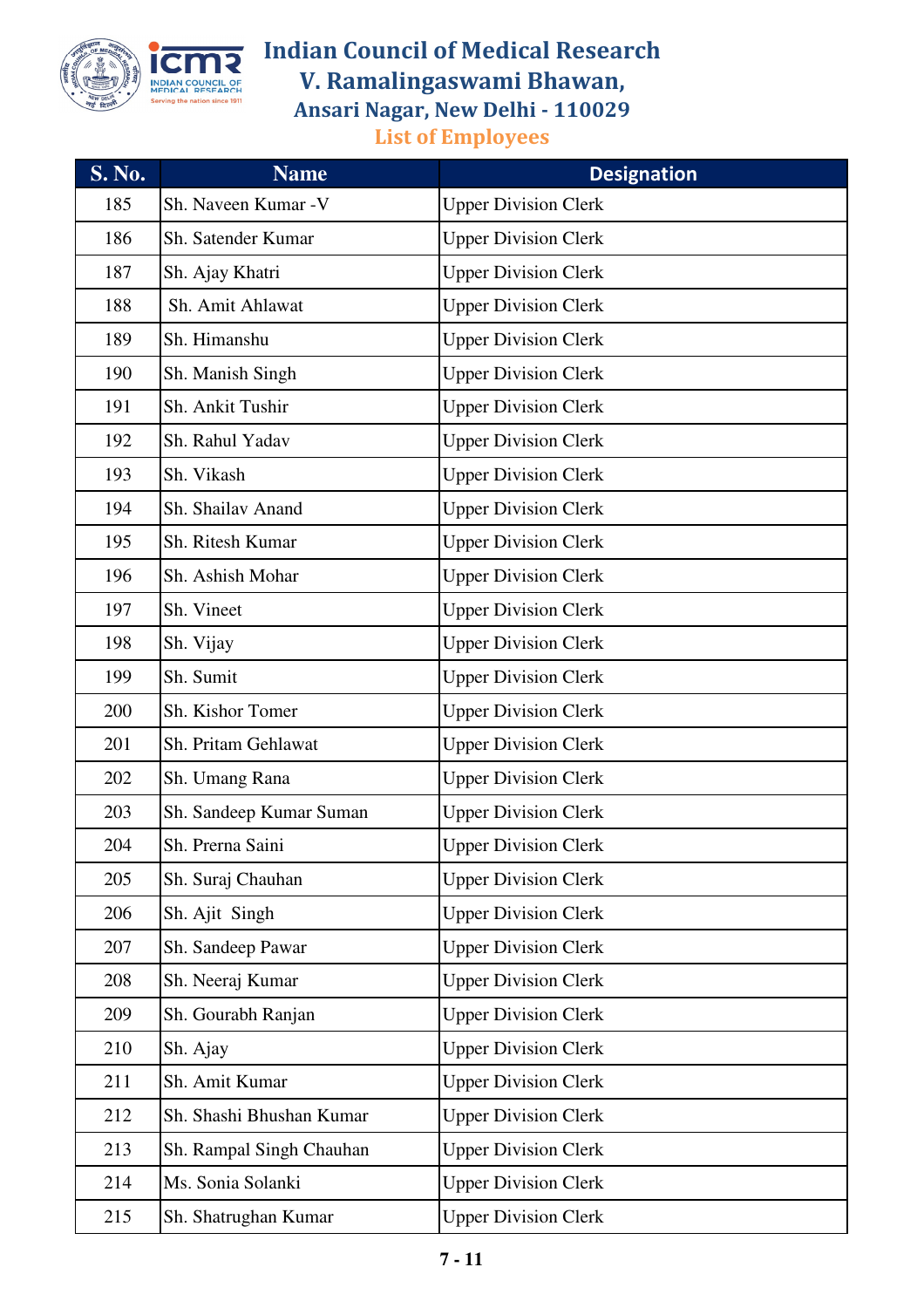# Indian Council of Medical Research
## V. Ramalingaswami Bhawan,
### Ansari Nagar, New Delhi - 110029
### List of Employees

| S. No. | Name | Designation |
|---|---|---|
| 185 | Sh. Naveen Kumar -V | Upper Division Clerk |
| 186 | Sh. Satender Kumar | Upper Division Clerk |
| 187 | Sh. Ajay Khatri | Upper Division Clerk |
| 188 | Sh. Amit Ahlawat | Upper Division Clerk |
| 189 | Sh. Himanshu | Upper Division Clerk |
| 190 | Sh. Manish Singh | Upper Division Clerk |
| 191 | Sh. Ankit Tushir | Upper Division Clerk |
| 192 | Sh. Rahul Yadav | Upper Division Clerk |
| 193 | Sh. Vikash | Upper Division Clerk |
| 194 | Sh. Shailav Anand | Upper Division Clerk |
| 195 | Sh. Ritesh Kumar | Upper Division Clerk |
| 196 | Sh. Ashish Mohar | Upper Division Clerk |
| 197 | Sh. Vineet | Upper Division Clerk |
| 198 | Sh. Vijay | Upper Division Clerk |
| 199 | Sh. Sumit | Upper Division Clerk |
| 200 | Sh. Kishor Tomer | Upper Division Clerk |
| 201 | Sh. Pritam Gehlawat | Upper Division Clerk |
| 202 | Sh. Umang Rana | Upper Division Clerk |
| 203 | Sh. Sandeep Kumar Suman | Upper Division Clerk |
| 204 | Sh. Prerna Saini | Upper Division Clerk |
| 205 | Sh. Suraj Chauhan | Upper Division Clerk |
| 206 | Sh. Ajit Singh | Upper Division Clerk |
| 207 | Sh. Sandeep Pawar | Upper Division Clerk |
| 208 | Sh. Neeraj Kumar | Upper Division Clerk |
| 209 | Sh. Gourabh Ranjan | Upper Division Clerk |
| 210 | Sh. Ajay | Upper Division Clerk |
| 211 | Sh. Amit Kumar | Upper Division Clerk |
| 212 | Sh. Shashi Bhushan Kumar | Upper Division Clerk |
| 213 | Sh. Rampal Singh Chauhan | Upper Division Clerk |
| 214 | Ms. Sonia Solanki | Upper Division Clerk |
| 215 | Sh. Shatrughan Kumar | Upper Division Clerk |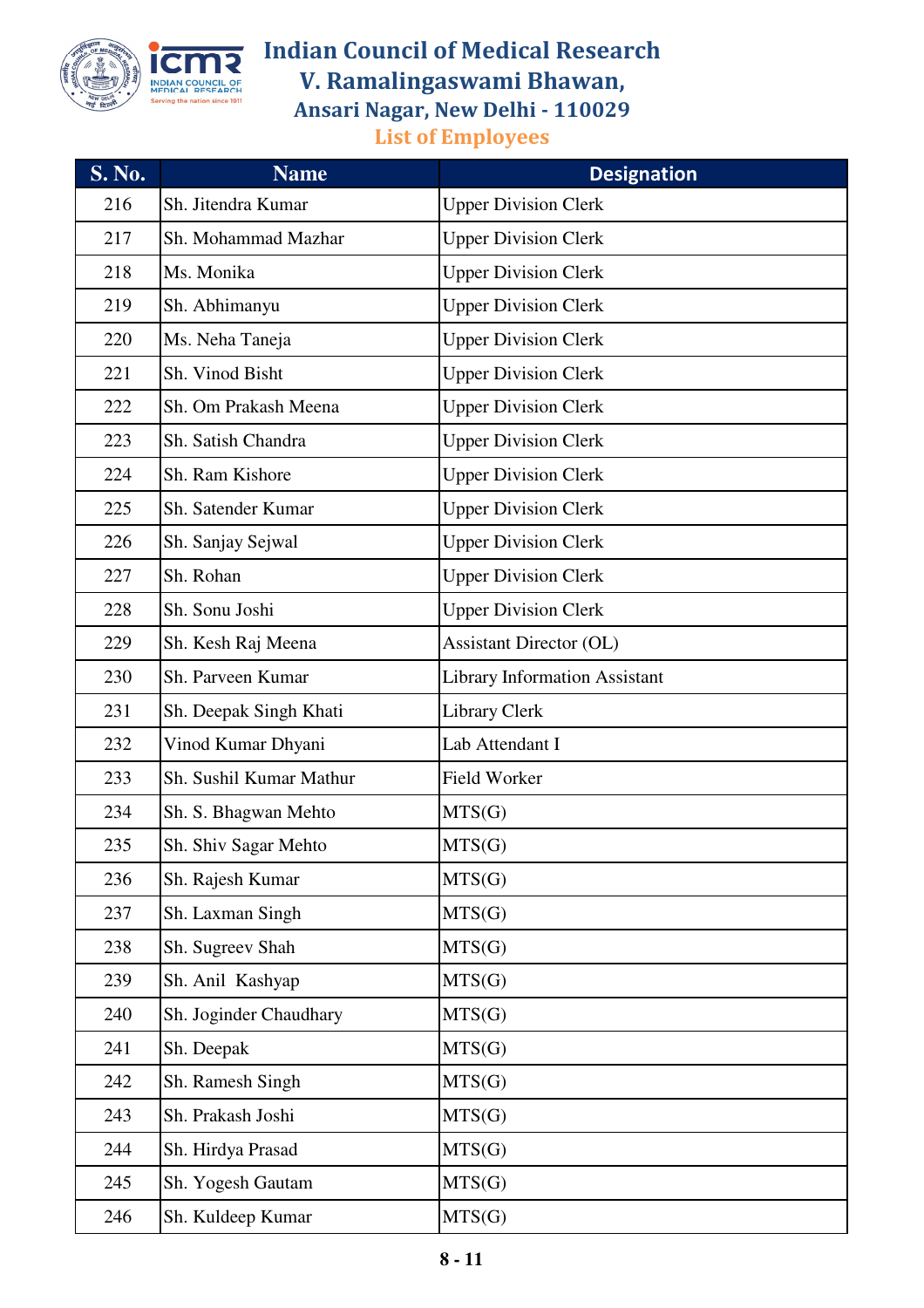# Indian Council of Medical Research
## V. Ramalingaswami Bhawan,
### Ansari Nagar, New Delhi - 110029
### List of Employees

| S. No. | Name | Designation |
|---|---|---|
| 216 | Sh. Jitendra Kumar | Upper Division Clerk |
| 217 | Sh. Mohammad Mazhar | Upper Division Clerk |
| 218 | Ms. Monika | Upper Division Clerk |
| 219 | Sh. Abhimanyu | Upper Division Clerk |
| 220 | Ms. Neha Taneja | Upper Division Clerk |
| 221 | Sh. Vinod Bisht | Upper Division Clerk |
| 222 | Sh. Om Prakash Meena | Upper Division Clerk |
| 223 | Sh. Satish Chandra | Upper Division Clerk |
| 224 | Sh. Ram Kishore | Upper Division Clerk |
| 225 | Sh. Satender Kumar | Upper Division Clerk |
| 226 | Sh. Sanjay Sejwal | Upper Division Clerk |
| 227 | Sh. Rohan | Upper Division Clerk |
| 228 | Sh. Sonu Joshi | Upper Division Clerk |
| 229 | Sh. Kesh Raj Meena | Assistant Director (OL) |
| 230 | Sh. Parveen Kumar | Library Information Assistant |
| 231 | Sh. Deepak Singh Khati | Library Clerk |
| 232 | Vinod Kumar Dhyani | Lab Attendant I |
| 233 | Sh. Sushil Kumar Mathur | Field Worker |
| 234 | Sh. S. Bhagwan Mehto | MTS(G) |
| 235 | Sh. Shiv Sagar Mehto | MTS(G) |
| 236 | Sh. Rajesh Kumar | MTS(G) |
| 237 | Sh. Laxman Singh | MTS(G) |
| 238 | Sh. Sugreev Shah | MTS(G) |
| 239 | Sh. Anil Kashyap | MTS(G) |
| 240 | Sh. Joginder Chaudhary | MTS(G) |
| 241 | Sh. Deepak | MTS(G) |
| 242 | Sh. Ramesh Singh | MTS(G) |
| 243 | Sh. Prakash Joshi | MTS(G) |
| 244 | Sh. Hirdya Prasad | MTS(G) |
| 245 | Sh. Yogesh Gautam | MTS(G) |
| 246 | Sh. Kuldeep Kumar | MTS(G) |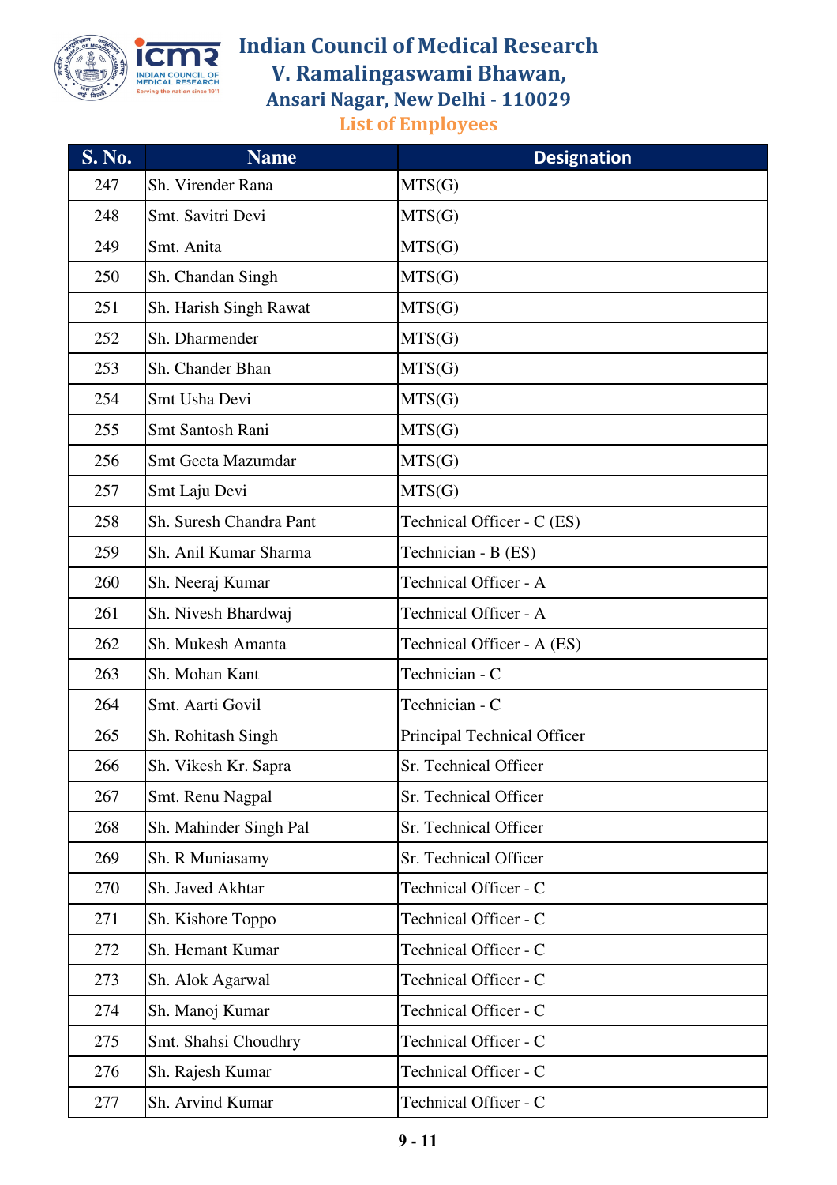# Indian Council of Medical Research
## V. Ramalingaswami Bhawan,
### Ansari Nagar, New Delhi - 110029
### List of Employees

| S. No. | Name | Designation |
|---|---|---|
| 247 | Sh. Virender Rana | MTS(G) |
| 248 | Smt. Savitri Devi | MTS(G) |
| 249 | Smt. Anita | MTS(G) |
| 250 | Sh. Chandan Singh | MTS(G) |
| 251 | Sh. Harish Singh Rawat | MTS(G) |
| 252 | Sh. Dharmender | MTS(G) |
| 253 | Sh. Chander Bhan | MTS(G) |
| 254 | Smt Usha Devi | MTS(G) |
| 255 | Smt Santosh Rani | MTS(G) |
| 256 | Smt Geeta Mazumdar | MTS(G) |
| 257 | Smt Laju Devi | MTS(G) |
| 258 | Sh. Suresh Chandra Pant | Technical Officer - C (ES) |
| 259 | Sh. Anil Kumar Sharma | Technician - B (ES) |
| 260 | Sh. Neeraj Kumar | Technical Officer - A |
| 261 | Sh. Nivesh Bhardwaj | Technical Officer - A |
| 262 | Sh. Mukesh Amanta | Technical Officer - A (ES) |
| 263 | Sh. Mohan Kant | Technician - C |
| 264 | Smt. Aarti Govil | Technician - C |
| 265 | Sh. Rohitash Singh | Principal Technical Officer |
| 266 | Sh. Vikesh Kr. Sapra | Sr. Technical Officer |
| 267 | Smt. Renu Nagpal | Sr. Technical Officer |
| 268 | Sh. Mahinder Singh Pal | Sr. Technical Officer |
| 269 | Sh. R Muniasamy | Sr. Technical Officer |
| 270 | Sh. Javed Akhtar | Technical Officer - C |
| 271 | Sh. Kishore Toppo | Technical Officer - C |
| 272 | Sh. Hemant Kumar | Technical Officer - C |
| 273 | Sh. Alok Agarwal | Technical Officer - C |
| 274 | Sh. Manoj Kumar | Technical Officer - C |
| 275 | Smt. Shahsi Choudhry | Technical Officer - C |
| 276 | Sh. Rajesh Kumar | Technical Officer - C |
| 277 | Sh. Arvind Kumar | Technical Officer - C |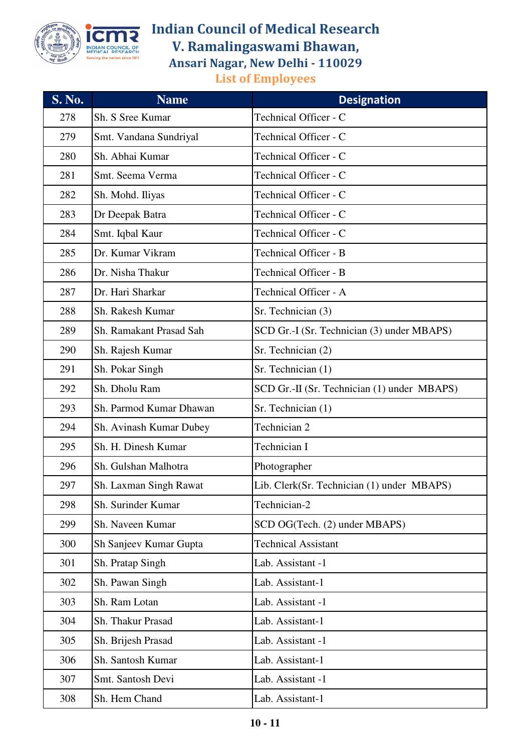# Indian Council of Medical Research
## V. Ramalingaswami Bhawan,
### Ansari Nagar, New Delhi - 110029
### List of Employees

| S. No. | Name | Designation |
|---|---|---|
| 278 | Sh. S Sree Kumar | Technical Officer - C |
| 279 | Smt. Vandana Sundriyal | Technical Officer - C |
| 280 | Sh. Abhai Kumar | Technical Officer - C |
| 281 | Smt. Seema Verma | Technical Officer - C |
| 282 | Sh. Mohd. Iliyas | Technical Officer - C |
| 283 | Dr Deepak Batra | Technical Officer - C |
| 284 | Smt. Iqbal Kaur | Technical Officer - C |
| 285 | Dr. Kumar Vikram | Technical Officer - B |
| 286 | Dr. Nisha Thakur | Technical Officer - B |
| 287 | Dr. Hari Sharkar | Technical Officer - A |
| 288 | Sh. Rakesh Kumar | Sr. Technician (3) |
| 289 | Sh. Ramakant Prasad Sah | SCD Gr.-I (Sr. Technician (3) under MBAPS) |
| 290 | Sh. Rajesh Kumar | Sr. Technician (2) |
| 291 | Sh. Pokar Singh | Sr. Technician (1) |
| 292 | Sh. Dholu Ram | SCD Gr.-II (Sr. Technician (1) under MBAPS) |
| 293 | Sh. Parmod Kumar Dhawan | Sr. Technician (1) |
| 294 | Sh. Avinash Kumar Dubey | Technician 2 |
| 295 | Sh. H. Dinesh Kumar | Technician I |
| 296 | Sh. Gulshan Malhotra | Photographer |
| 297 | Sh. Laxman Singh Rawat | Lib. Clerk(Sr. Technician (1) under MBAPS) |
| 298 | Sh. Surinder Kumar | Technician-2 |
| 299 | Sh. Naveen Kumar | SCD OG(Tech. (2) under MBAPS) |
| 300 | Sh Sanjeev Kumar Gupta | Technical Assistant |
| 301 | Sh. Pratap Singh | Lab. Assistant -1 |
| 302 | Sh. Pawan Singh | Lab. Assistant-1 |
| 303 | Sh. Ram Lotan | Lab. Assistant -1 |
| 304 | Sh. Thakur Prasad | Lab. Assistant-1 |
| 305 | Sh. Brijesh Prasad | Lab. Assistant -1 |
| 306 | Sh. Santosh Kumar | Lab. Assistant-1 |
| 307 | Smt. Santosh Devi | Lab. Assistant -1 |
| 308 | Sh. Hem Chand | Lab. Assistant-1 |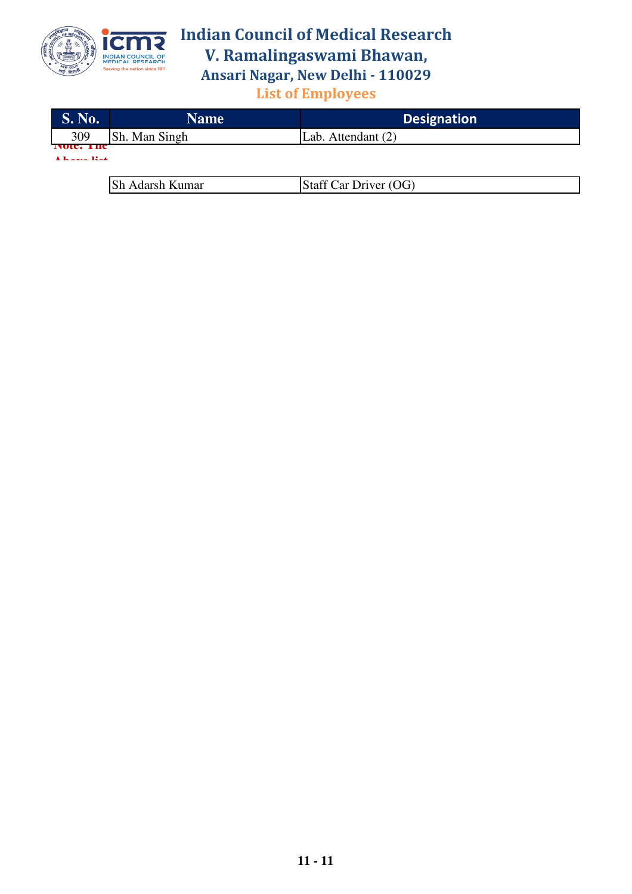# Indian Council of Medical Research
## V. Ramalingaswami Bhawan,
### Ansari Nagar, New Delhi - 110029
### List of Employees

| S. No. | Name | Designation |
|---|---|---|
| 309 | Sh. Man Singh | Lab. Attendant (2) |

Note: The Above list

| | | |
|---|---|---|
| | Sh Adarsh Kumar | Staff Car Driver (OG) |